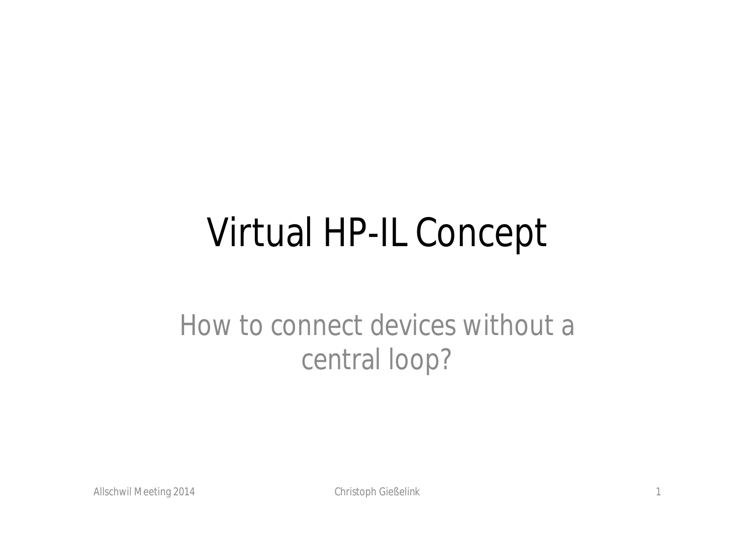# Virtual HP-IL Concept

How to connect devices without a central loop?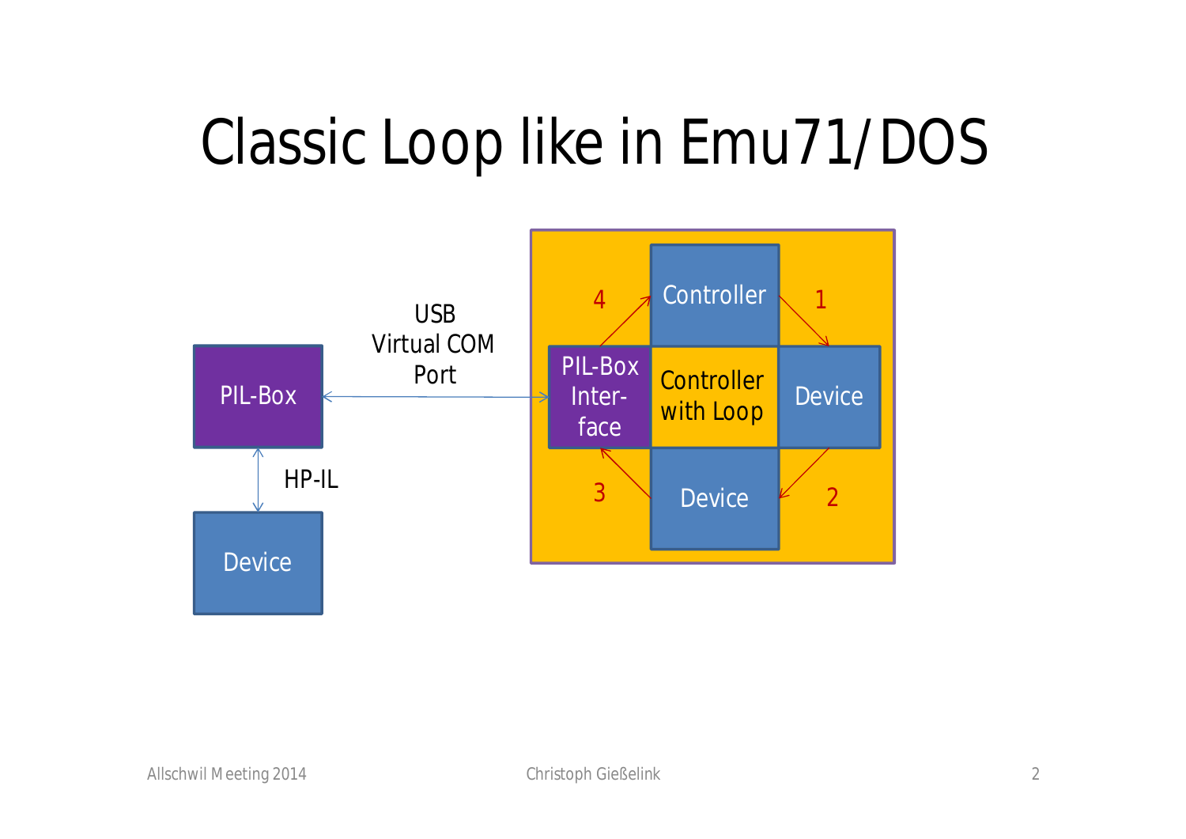# Classic Loop like in Emu71/DOS

PIL-Box

HP-IL

Device

USB
Virtual COM
Port

PIL-Box Inter-face

Controller

Controller with Loop

Device

Device

1

2

3

4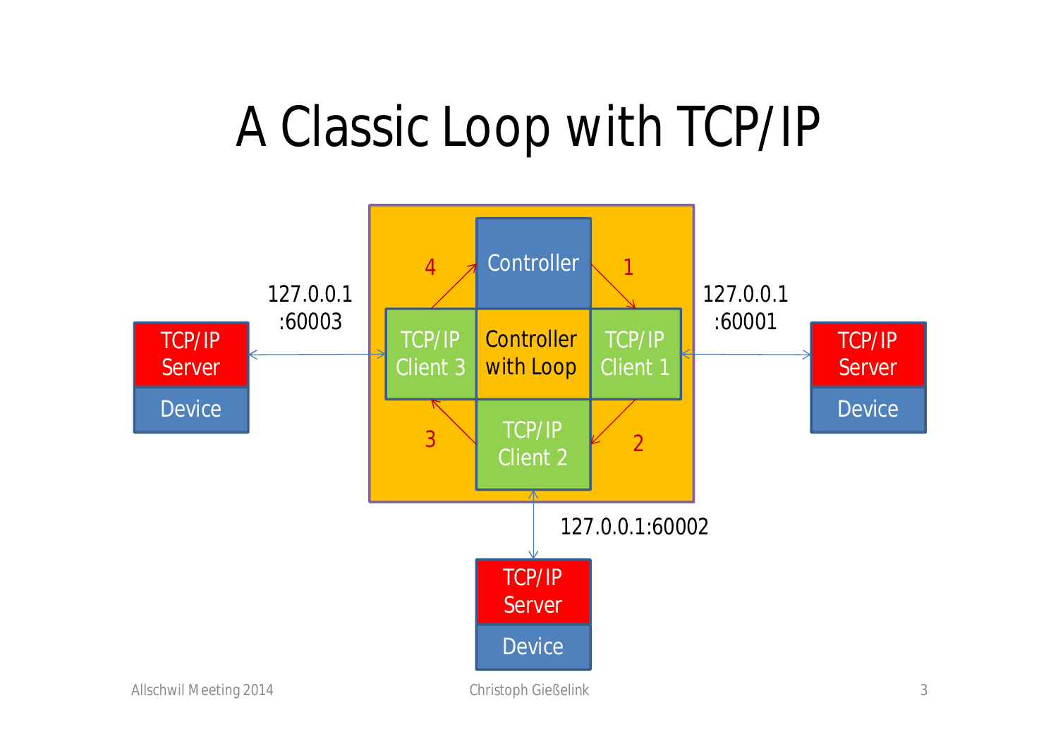# A Classic Loop with TCP/IP

Controller

4 1

127.0.0.1
:60003

127.0.0.1
:60001

TCP/IP
Server

TCP/IP
Client 3

Controller
with Loop

TCP/IP
Client 1

TCP/IP
Server

Device

Device

3 2

TCP/IP
Client 2

127.0.0.1:60002

TCP/IP
Server

Device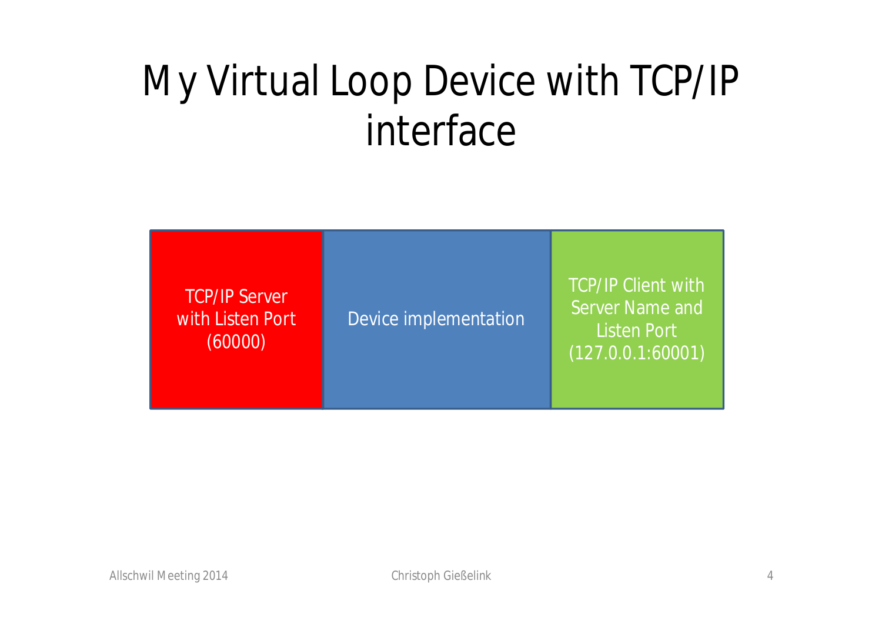# My Virtual Loop Device with TCP/IP interface

| TCP/IP Server with Listen Port (60000) | Device implementation | TCP/IP Client with Server Name and Listen Port (127.0.0.1:60001) |
| --- | --- | --- |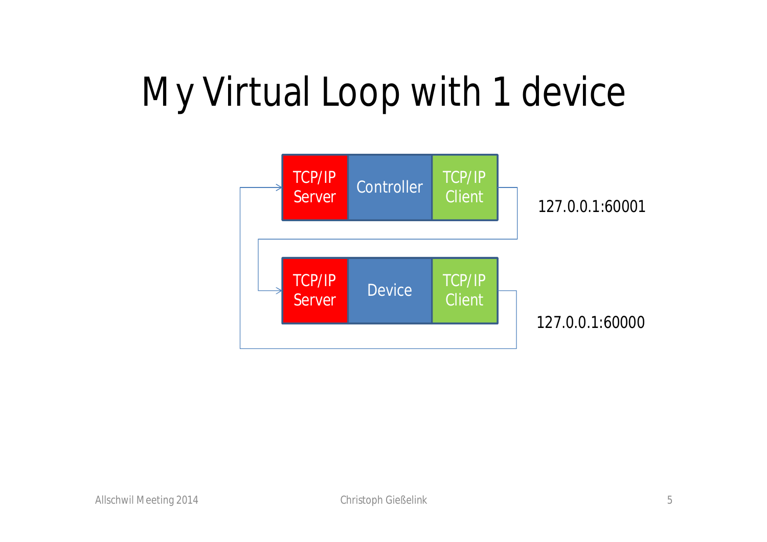# My Virtual Loop with 1 device

TCP/IP Server | Controller | TCP/IP Client

127.0.0.1:60001

TCP/IP Server | Device | TCP/IP Client

127.0.0.1:60000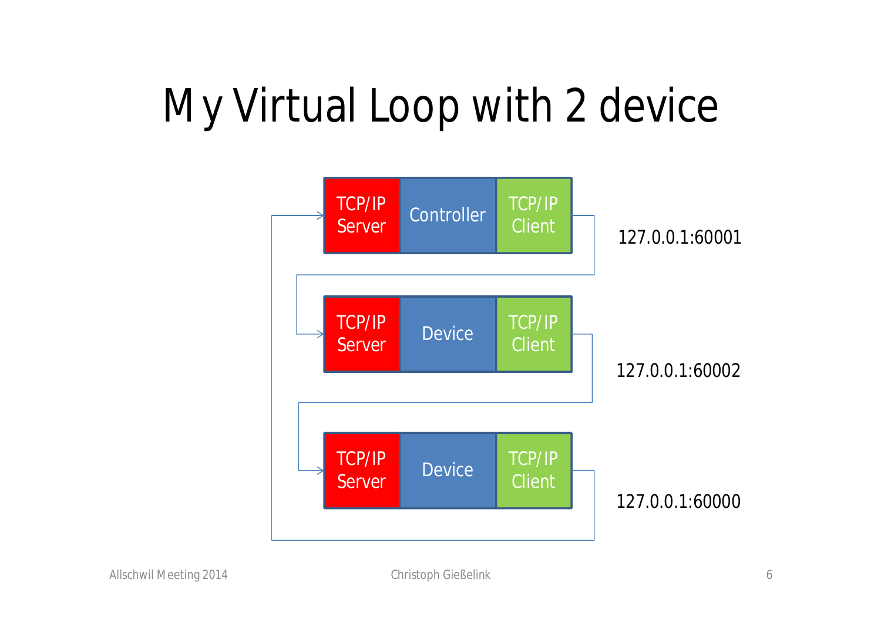# My Virtual Loop with 2 device

| TCP/IP Server | Controller | TCP/IP Client |
|---|---|---|

127.0.0.1:60001

| TCP/IP Server | Device | TCP/IP Client |
|---|---|---|

127.0.0.1:60002

| TCP/IP Server | Device | TCP/IP Client |
|---|---|---|

127.0.0.1:60000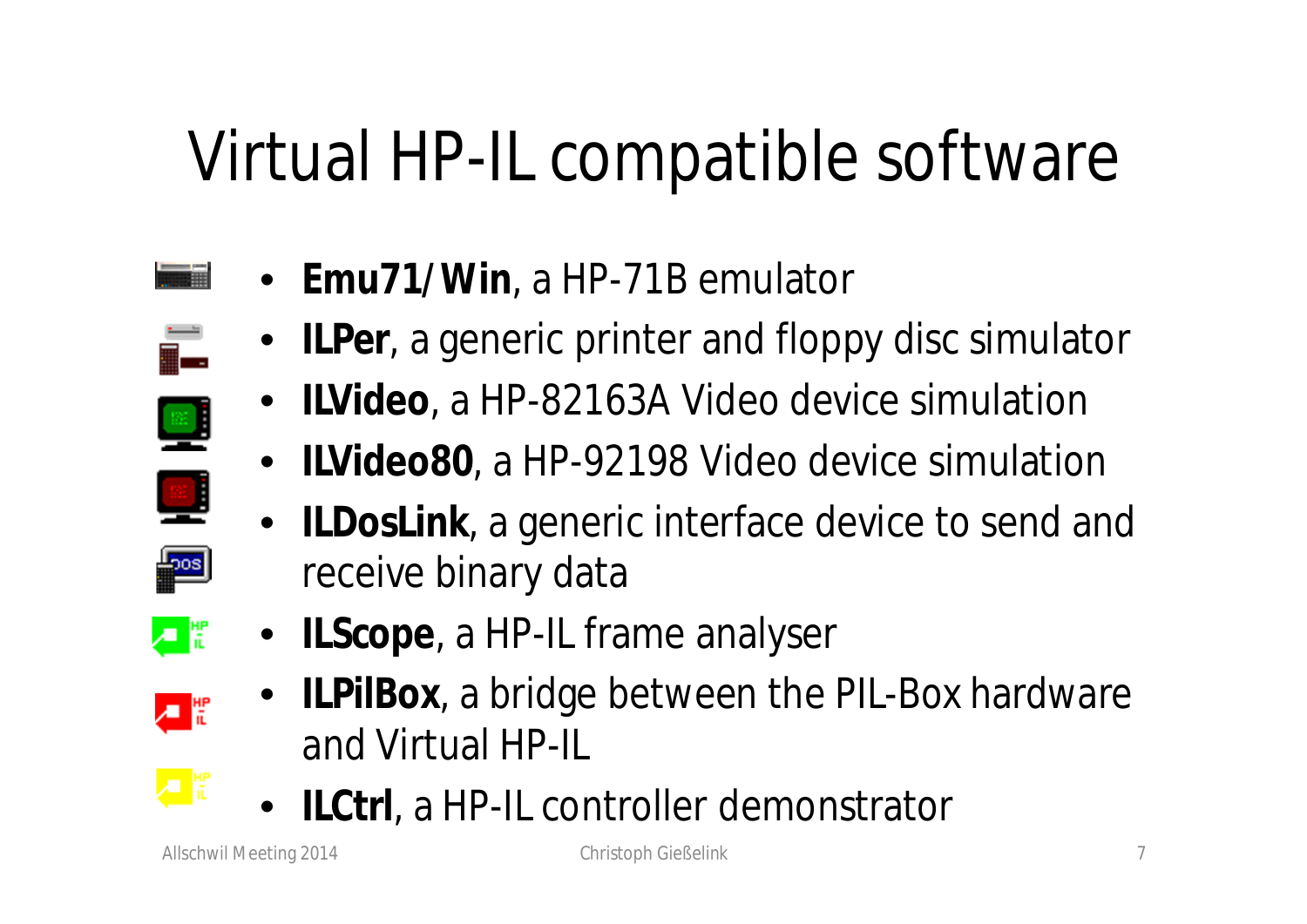# Virtual HP-IL compatible software

- **Emu71/Win**, a HP-71B emulator
- **ILPer**, a generic printer and floppy disc simulator
- **ILVideo**, a HP-82163A Video device simulation
- **ILVideo80**, a HP-92198 Video device simulation
- **ILDosLink**, a generic interface device to send and receive binary data
- **ILScope**, a HP-IL frame analyser
- **ILPilBox**, a bridge between the PIL-Box hardware and Virtual HP-IL
- **ILCtrl**, a HP-IL controller demonstrator